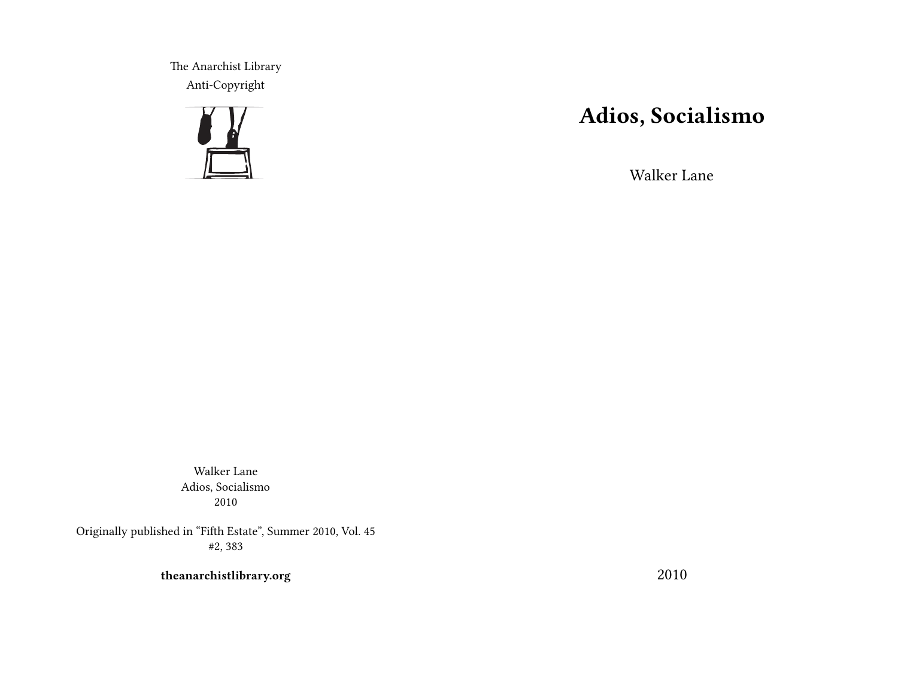# Adios, Socialismo

Walker Lane

2010

The Anarchist Library
Anti-Copyright

Walker Lane
Adios, Socialismo
2010

Originally published in "Fifth Estate", Summer 2010, Vol. 45 #2, 383

**theanarchistlibrary.org**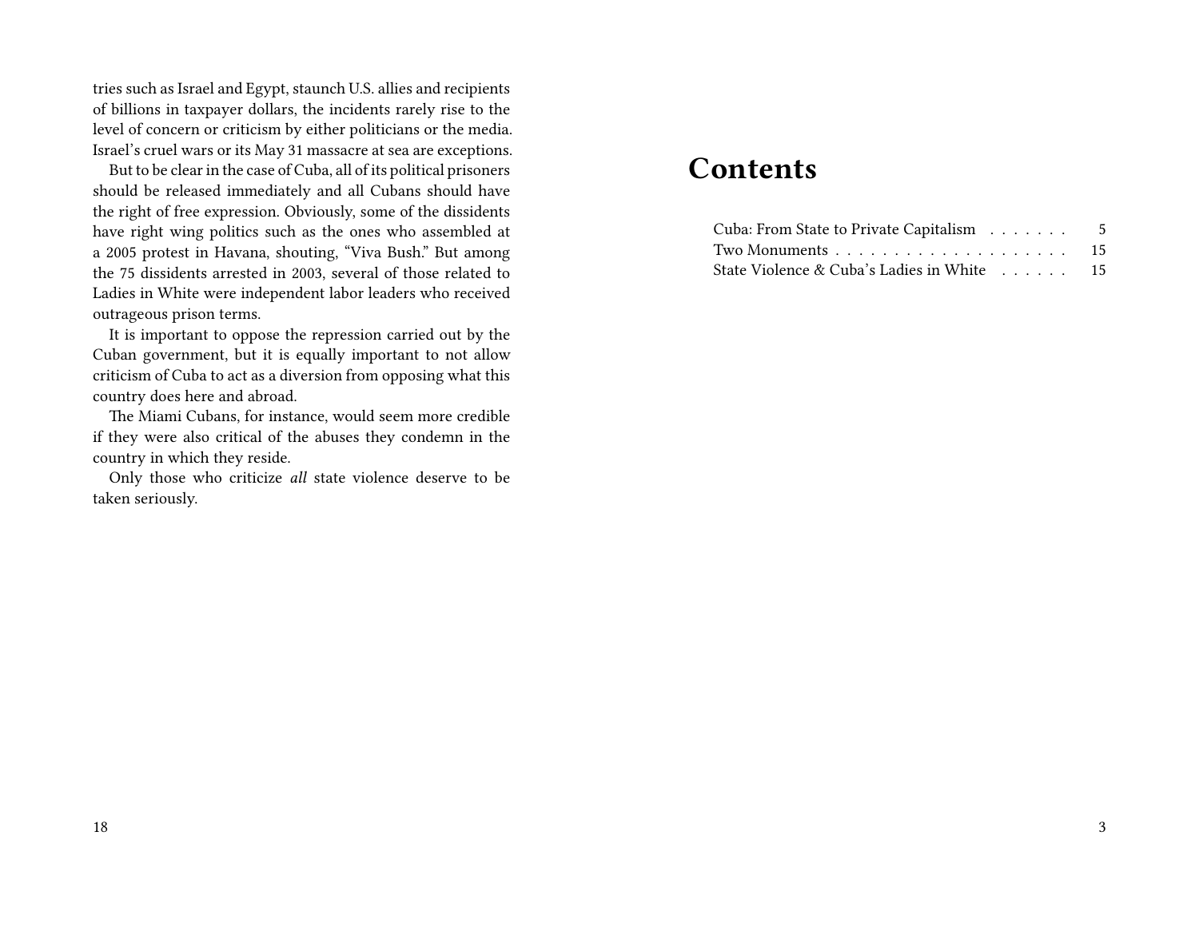tries such as Israel and Egypt, staunch U.S. allies and recipients of billions in taxpayer dollars, the incidents rarely rise to the level of concern or criticism by either politicians or the media. Israel's cruel wars or its May 31 massacre at sea are exceptions.

But to be clear in the case of Cuba, all of its political prisoners should be released immediately and all Cubans should have the right of free expression. Obviously, some of the dissidents have right wing politics such as the ones who assembled at a 2005 protest in Havana, shouting, "Viva Bush." But among the 75 dissidents arrested in 2003, several of those related to Ladies in White were independent labor leaders who received outrageous prison terms.

It is important to oppose the repression carried out by the Cuban government, but it is equally important to not allow criticism of Cuba to act as a diversion from opposing what this country does here and abroad.

The Miami Cubans, for instance, would seem more credible if they were also critical of the abuses they condemn in the country in which they reside.

Only those who criticize *all* state violence deserve to be taken seriously.

# Contents

Cuba: From State to Private Capitalism . . . . . . . 5
Two Monuments . . . . . . . . . . . . . . . . . . . . 15
State Violence & Cuba's Ladies in White . . . . . . 15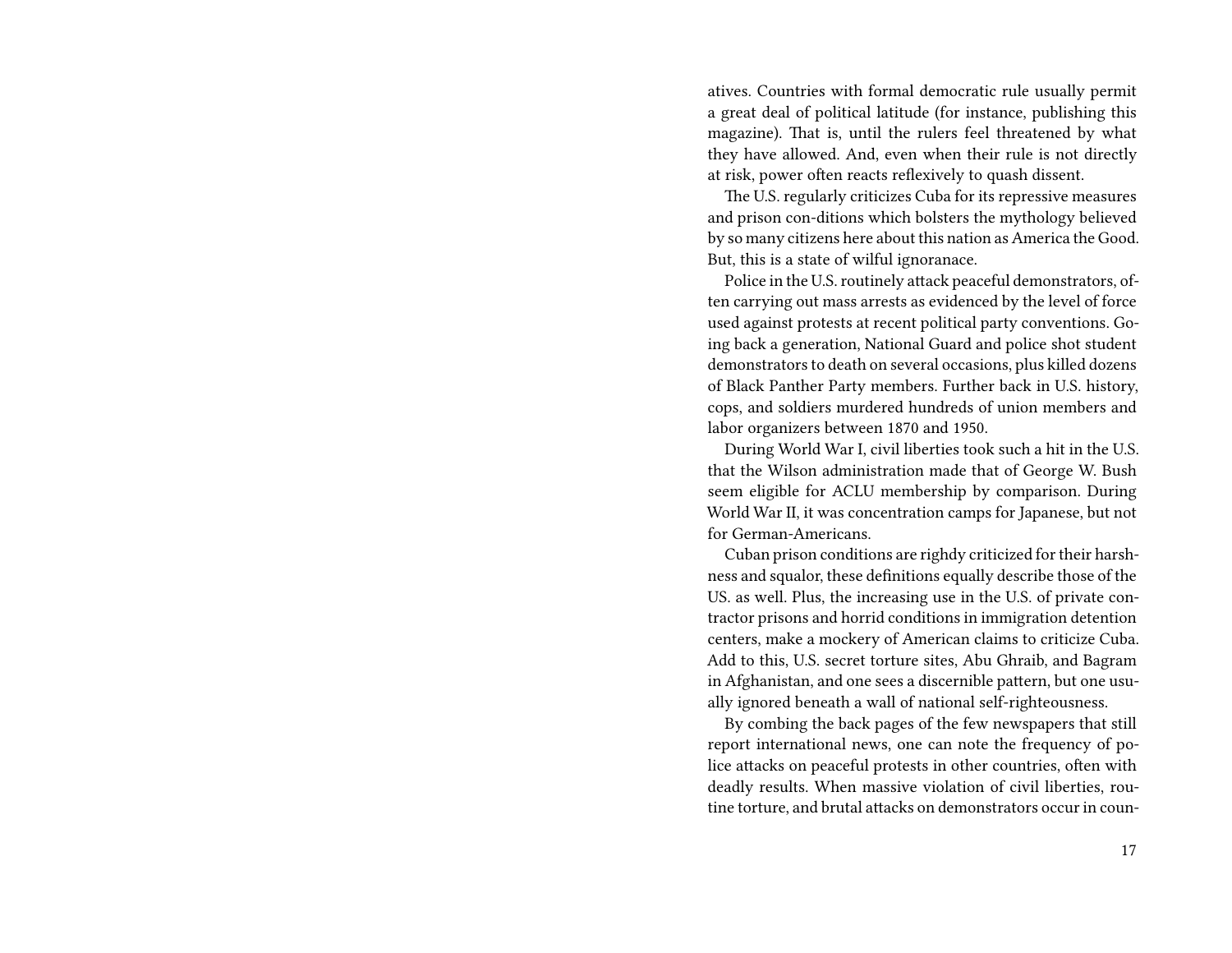atives. Countries with formal democratic rule usually permit a great deal of political latitude (for instance, publishing this magazine). That is, until the rulers feel threatened by what they have allowed. And, even when their rule is not directly at risk, power often reacts reflexively to quash dissent.

The U.S. regularly criticizes Cuba for its repressive measures and prison con-ditions which bolsters the mythology believed by so many citizens here about this nation as America the Good. But, this is a state of wilful ignoranace.

Police in the U.S. routinely attack peaceful demonstrators, often carrying out mass arrests as evidenced by the level of force used against protests at recent political party conventions. Going back a generation, National Guard and police shot student demonstrators to death on several occasions, plus killed dozens of Black Panther Party members. Further back in U.S. history, cops, and soldiers murdered hundreds of union members and labor organizers between 1870 and 1950.

During World War I, civil liberties took such a hit in the U.S. that the Wilson administration made that of George W. Bush seem eligible for ACLU membership by comparison. During World War II, it was concentration camps for Japanese, but not for German-Americans.

Cuban prison conditions are righdy criticized for their harshness and squalor, these definitions equally describe those of the US. as well. Plus, the increasing use in the U.S. of private contractor prisons and horrid conditions in immigration detention centers, make a mockery of American claims to criticize Cuba. Add to this, U.S. secret torture sites, Abu Ghraib, and Bagram in Afghanistan, and one sees a discernible pattern, but one usually ignored beneath a wall of national self-righteousness.

By combing the back pages of the few newspapers that still report international news, one can note the frequency of police attacks on peaceful protests in other countries, often with deadly results. When massive violation of civil liberties, routine torture, and brutal attacks on demonstrators occur in coun-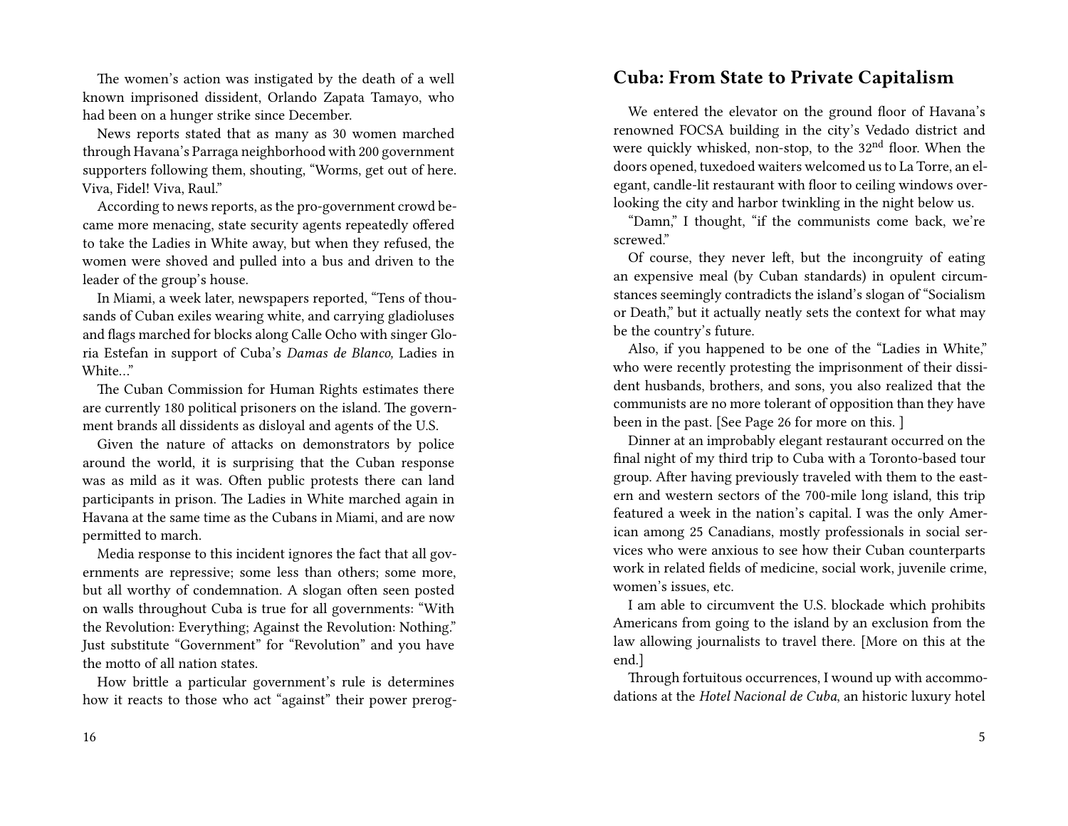The women's action was instigated by the death of a well known imprisoned dissident, Orlando Zapata Tamayo, who had been on a hunger strike since December.

News reports stated that as many as 30 women marched through Havana's Parraga neighborhood with 200 government supporters following them, shouting, "Worms, get out of here. Viva, Fidel! Viva, Raul."

According to news reports, as the pro-government crowd became more menacing, state security agents repeatedly offered to take the Ladies in White away, but when they refused, the women were shoved and pulled into a bus and driven to the leader of the group's house.

In Miami, a week later, newspapers reported, "Tens of thousands of Cuban exiles wearing white, and carrying gladioluses and flags marched for blocks along Calle Ocho with singer Gloria Estefan in support of Cuba's *Damas de Blanco,* Ladies in White…"

The Cuban Commission for Human Rights estimates there are currently 180 political prisoners on the island. The government brands all dissidents as disloyal and agents of the U.S.

Given the nature of attacks on demonstrators by police around the world, it is surprising that the Cuban response was as mild as it was. Often public protests there can land participants in prison. The Ladies in White marched again in Havana at the same time as the Cubans in Miami, and are now permitted to march.

Media response to this incident ignores the fact that all governments are repressive; some less than others; some more, but all worthy of condemnation. A slogan often seen posted on walls throughout Cuba is true for all governments: "With the Revolution: Everything; Against the Revolution: Nothing." Just substitute "Government" for "Revolution" and you have the motto of all nation states.

How brittle a particular government's rule is determines how it reacts to those who act "against" their power prerog-

## Cuba: From State to Private Capitalism

We entered the elevator on the ground floor of Havana's renowned FOCSA building in the city's Vedado district and were quickly whisked, non-stop, to the 32nd floor. When the doors opened, tuxedoed waiters welcomed us to La Torre, an elegant, candle-lit restaurant with floor to ceiling windows overlooking the city and harbor twinkling in the night below us.

"Damn," I thought, "if the communists come back, we're screwed."

Of course, they never left, but the incongruity of eating an expensive meal (by Cuban standards) in opulent circumstances seemingly contradicts the island's slogan of "Socialism or Death," but it actually neatly sets the context for what may be the country's future.

Also, if you happened to be one of the "Ladies in White," who were recently protesting the imprisonment of their dissident husbands, brothers, and sons, you also realized that the communists are no more tolerant of opposition than they have been in the past. [See Page 26 for more on this. ]

Dinner at an improbably elegant restaurant occurred on the final night of my third trip to Cuba with a Toronto-based tour group. After having previously traveled with them to the eastern and western sectors of the 700-mile long island, this trip featured a week in the nation's capital. I was the only American among 25 Canadians, mostly professionals in social services who were anxious to see how their Cuban counterparts work in related fields of medicine, social work, juvenile crime, women's issues, etc.

I am able to circumvent the U.S. blockade which prohibits Americans from going to the island by an exclusion from the law allowing journalists to travel there. [More on this at the end.]

Through fortuitous occurrences, I wound up with accommodations at the *Hotel Nacional de Cuba*, an historic luxury hotel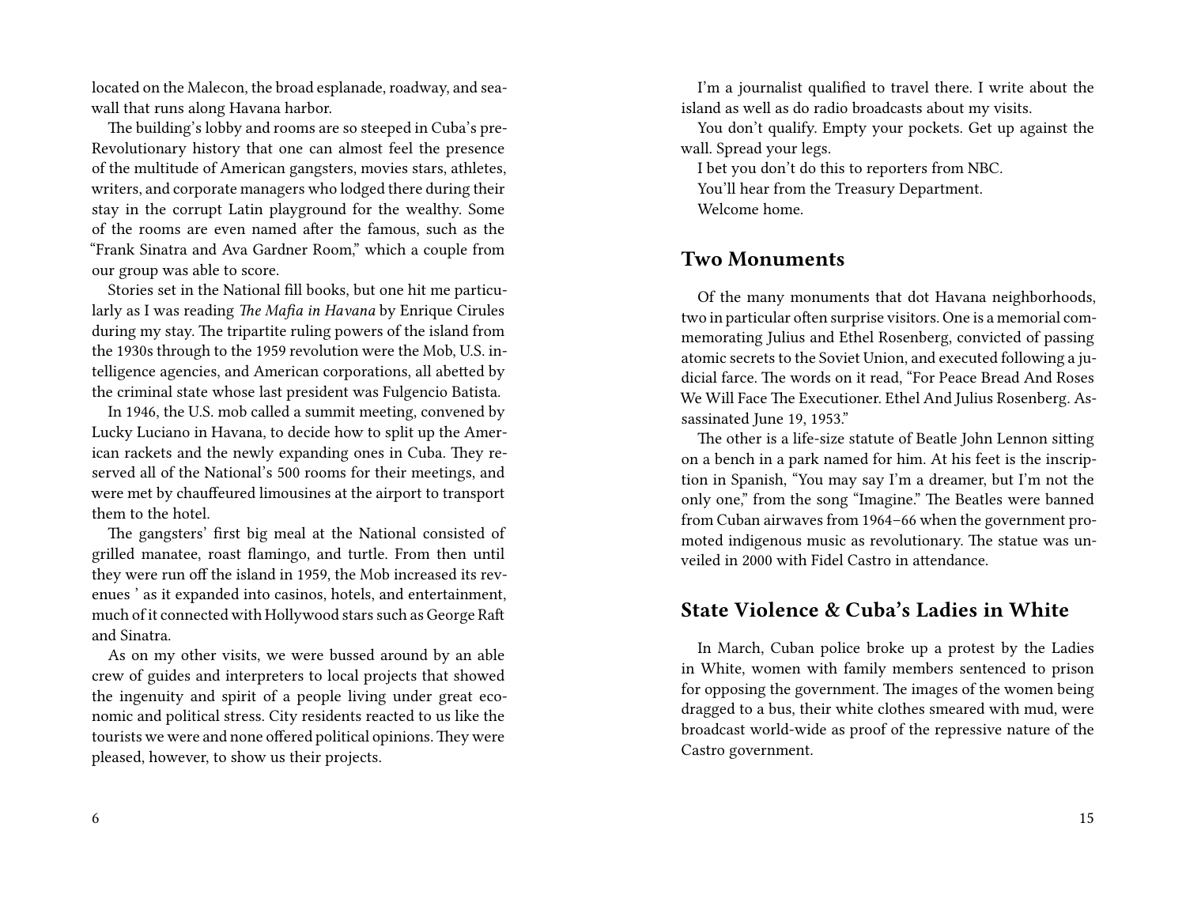located on the Malecon, the broad esplanade, roadway, and seawall that runs along Havana harbor.

The building's lobby and rooms are so steeped in Cuba's pre-Revolutionary history that one can almost feel the presence of the multitude of American gangsters, movies stars, athletes, writers, and corporate managers who lodged there during their stay in the corrupt Latin playground for the wealthy. Some of the rooms are even named after the famous, such as the "Frank Sinatra and Ava Gardner Room," which a couple from our group was able to score.

Stories set in the National fill books, but one hit me particularly as I was reading *The Mafia in Havana* by Enrique Cirules during my stay. The tripartite ruling powers of the island from the 1930s through to the 1959 revolution were the Mob, U.S. intelligence agencies, and American corporations, all abetted by the criminal state whose last president was Fulgencio Batista.

In 1946, the U.S. mob called a summit meeting, convened by Lucky Luciano in Havana, to decide how to split up the American rackets and the newly expanding ones in Cuba. They reserved all of the National's 500 rooms for their meetings, and were met by chauffeured limousines at the airport to transport them to the hotel.

The gangsters' first big meal at the National consisted of grilled manatee, roast flamingo, and turtle. From then until they were run off the island in 1959, the Mob increased its revenues ' as it expanded into casinos, hotels, and entertainment, much of it connected with Hollywood stars such as George Raft and Sinatra.

As on my other visits, we were bussed around by an able crew of guides and interpreters to local projects that showed the ingenuity and spirit of a people living under great economic and political stress. City residents reacted to us like the tourists we were and none offered political opinions. They were pleased, however, to show us their projects.

I'm a journalist qualified to travel there. I write about the island as well as do radio broadcasts about my visits.

You don't qualify. Empty your pockets. Get up against the wall. Spread your legs.

I bet you don't do this to reporters from NBC.

You'll hear from the Treasury Department.

Welcome home.

## Two Monuments

Of the many monuments that dot Havana neighborhoods, two in particular often surprise visitors. One is a memorial commemorating Julius and Ethel Rosenberg, convicted of passing atomic secrets to the Soviet Union, and executed following a judicial farce. The words on it read, "For Peace Bread And Roses We Will Face The Executioner. Ethel And Julius Rosenberg. Assassinated June 19, 1953."

The other is a life-size statute of Beatle John Lennon sitting on a bench in a park named for him. At his feet is the inscription in Spanish, "You may say I'm a dreamer, but I'm not the only one," from the song "Imagine." The Beatles were banned from Cuban airwaves from 1964–66 when the government promoted indigenous music as revolutionary. The statue was unveiled in 2000 with Fidel Castro in attendance.

## State Violence & Cuba's Ladies in White

In March, Cuban police broke up a protest by the Ladies in White, women with family members sentenced to prison for opposing the government. The images of the women being dragged to a bus, their white clothes smeared with mud, were broadcast world-wide as proof of the repressive nature of the Castro government.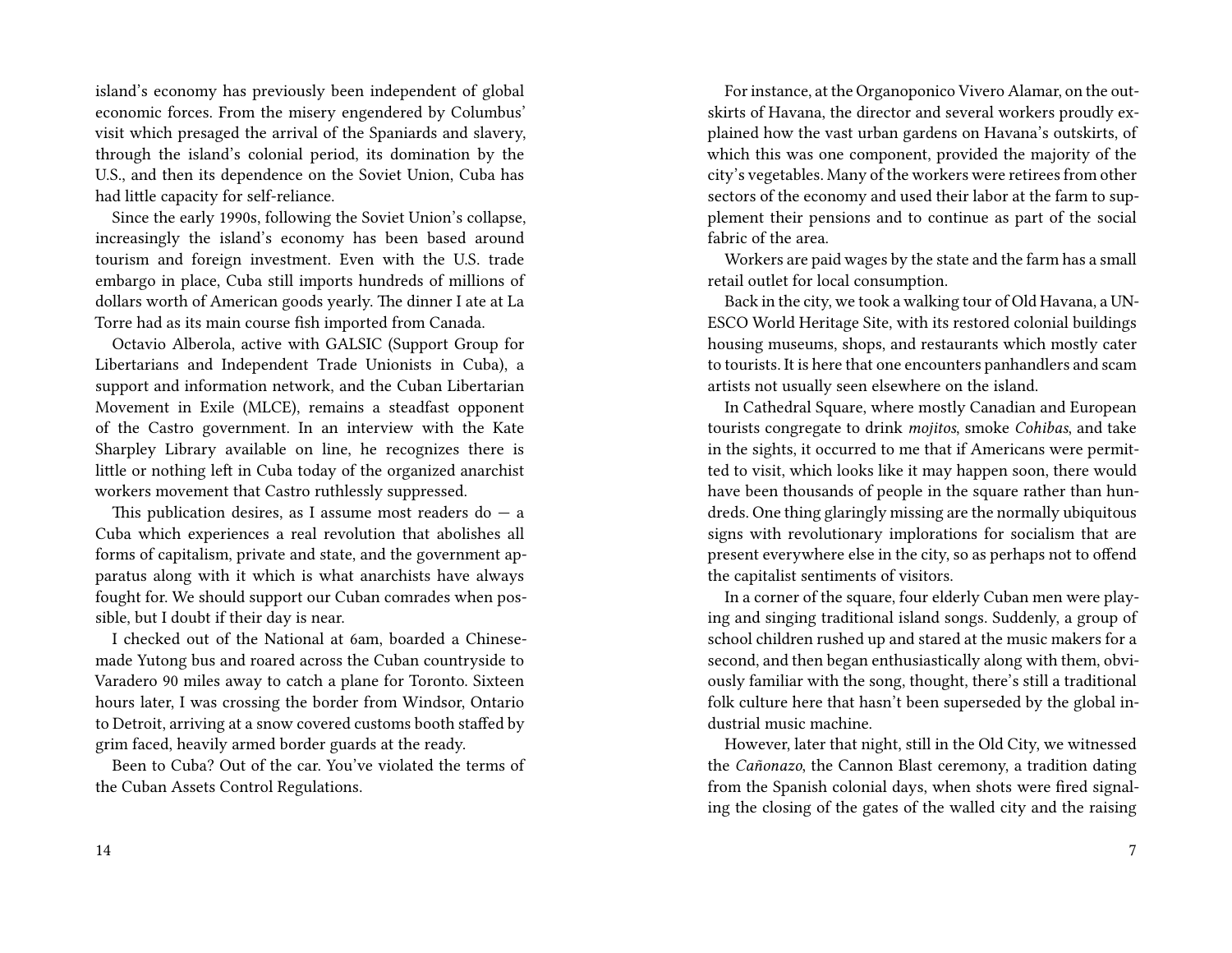island's economy has previously been independent of global economic forces. From the misery engendered by Columbus' visit which presaged the arrival of the Spaniards and slavery, through the island's colonial period, its domination by the U.S., and then its dependence on the Soviet Union, Cuba has had little capacity for self-reliance.

Since the early 1990s, following the Soviet Union's collapse, increasingly the island's economy has been based around tourism and foreign investment. Even with the U.S. trade embargo in place, Cuba still imports hundreds of millions of dollars worth of American goods yearly. The dinner I ate at La Torre had as its main course fish imported from Canada.

Octavio Alberola, active with GALSIC (Support Group for Libertarians and Independent Trade Unionists in Cuba), a support and information network, and the Cuban Libertarian Movement in Exile (MLCE), remains a steadfast opponent of the Castro government. In an interview with the Kate Sharpley Library available on line, he recognizes there is little or nothing left in Cuba today of the organized anarchist workers movement that Castro ruthlessly suppressed.

This publication desires, as I assume most readers do — a Cuba which experiences a real revolution that abolishes all forms of capitalism, private and state, and the government apparatus along with it which is what anarchists have always fought for. We should support our Cuban comrades when possible, but I doubt if their day is near.

I checked out of the National at 6am, boarded a Chinese-made Yutong bus and roared across the Cuban countryside to Varadero 90 miles away to catch a plane for Toronto. Sixteen hours later, I was crossing the border from Windsor, Ontario to Detroit, arriving at a snow covered customs booth staffed by grim faced, heavily armed border guards at the ready.

Been to Cuba? Out of the car. You've violated the terms of the Cuban Assets Control Regulations.

For instance, at the Organoponico Vivero Alamar, on the outskirts of Havana, the director and several workers proudly explained how the vast urban gardens on Havana's outskirts, of which this was one component, provided the majority of the city's vegetables. Many of the workers were retirees from other sectors of the economy and used their labor at the farm to supplement their pensions and to continue as part of the social fabric of the area.

Workers are paid wages by the state and the farm has a small retail outlet for local consumption.

Back in the city, we took a walking tour of Old Havana, a UNESCO World Heritage Site, with its restored colonial buildings housing museums, shops, and restaurants which mostly cater to tourists. It is here that one encounters panhandlers and scam artists not usually seen elsewhere on the island.

In Cathedral Square, where mostly Canadian and European tourists congregate to drink *mojitos*, smoke *Cohibas*, and take in the sights, it occurred to me that if Americans were permitted to visit, which looks like it may happen soon, there would have been thousands of people in the square rather than hundreds. One thing glaringly missing are the normally ubiquitous signs with revolutionary implorations for socialism that are present everywhere else in the city, so as perhaps not to offend the capitalist sentiments of visitors.

In a corner of the square, four elderly Cuban men were playing and singing traditional island songs. Suddenly, a group of school children rushed up and stared at the music makers for a second, and then began enthusiastically along with them, obviously familiar with the song, thought, there's still a traditional folk culture here that hasn't been superseded by the global industrial music machine.

However, later that night, still in the Old City, we witnessed the *Cañonazo*, the Cannon Blast ceremony, a tradition dating from the Spanish colonial days, when shots were fired signaling the closing of the gates of the walled city and the raising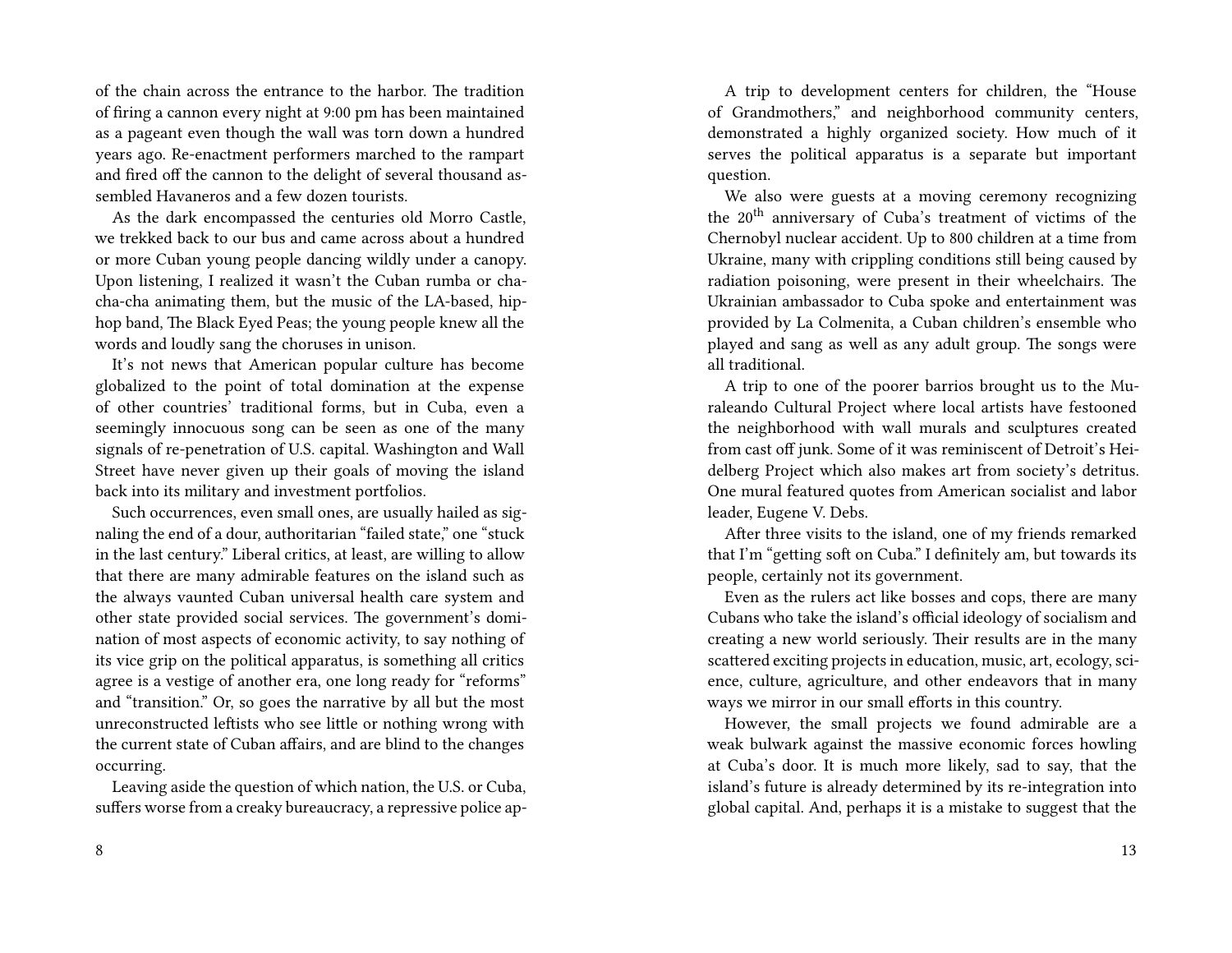of the chain across the entrance to the harbor. The tradition of firing a cannon every night at 9:00 pm has been maintained as a pageant even though the wall was torn down a hundred years ago. Re-enactment performers marched to the rampart and fired off the cannon to the delight of several thousand assembled Havaneros and a few dozen tourists.

As the dark encompassed the centuries old Morro Castle, we trekked back to our bus and came across about a hundred or more Cuban young people dancing wildly under a canopy. Upon listening, I realized it wasn't the Cuban rumba or cha-cha-cha animating them, but the music of the LA-based, hip-hop band, The Black Eyed Peas; the young people knew all the words and loudly sang the choruses in unison.

It's not news that American popular culture has become globalized to the point of total domination at the expense of other countries' traditional forms, but in Cuba, even a seemingly innocuous song can be seen as one of the many signals of re-penetration of U.S. capital. Washington and Wall Street have never given up their goals of moving the island back into its military and investment portfolios.

Such occurrences, even small ones, are usually hailed as signaling the end of a dour, authoritarian "failed state," one "stuck in the last century." Liberal critics, at least, are willing to allow that there are many admirable features on the island such as the always vaunted Cuban universal health care system and other state provided social services. The government's domination of most aspects of economic activity, to say nothing of its vice grip on the political apparatus, is something all critics agree is a vestige of another era, one long ready for "reforms" and "transition." Or, so goes the narrative by all but the most unreconstructed leftists who see little or nothing wrong with the current state of Cuban affairs, and are blind to the changes occurring.

Leaving aside the question of which nation, the U.S. or Cuba, suffers worse from a creaky bureaucracy, a repressive police ap-

A trip to development centers for children, the "House of Grandmothers," and neighborhood community centers, demonstrated a highly organized society. How much of it serves the political apparatus is a separate but important question.

We also were guests at a moving ceremony recognizing the 20th anniversary of Cuba's treatment of victims of the Chernobyl nuclear accident. Up to 800 children at a time from Ukraine, many with crippling conditions still being caused by radiation poisoning, were present in their wheelchairs. The Ukrainian ambassador to Cuba spoke and entertainment was provided by La Colmenita, a Cuban children's ensemble who played and sang as well as any adult group. The songs were all traditional.

A trip to one of the poorer barrios brought us to the Muraleando Cultural Project where local artists have festooned the neighborhood with wall murals and sculptures created from cast off junk. Some of it was reminiscent of Detroit's Heidelberg Project which also makes art from society's detritus. One mural featured quotes from American socialist and labor leader, Eugene V. Debs.

After three visits to the island, one of my friends remarked that I'm "getting soft on Cuba." I definitely am, but towards its people, certainly not its government.

Even as the rulers act like bosses and cops, there are many Cubans who take the island's official ideology of socialism and creating a new world seriously. Their results are in the many scattered exciting projects in education, music, art, ecology, science, culture, agriculture, and other endeavors that in many ways we mirror in our small efforts in this country.

However, the small projects we found admirable are a weak bulwark against the massive economic forces howling at Cuba's door. It is much more likely, sad to say, that the island's future is already determined by its re-integration into global capital. And, perhaps it is a mistake to suggest that the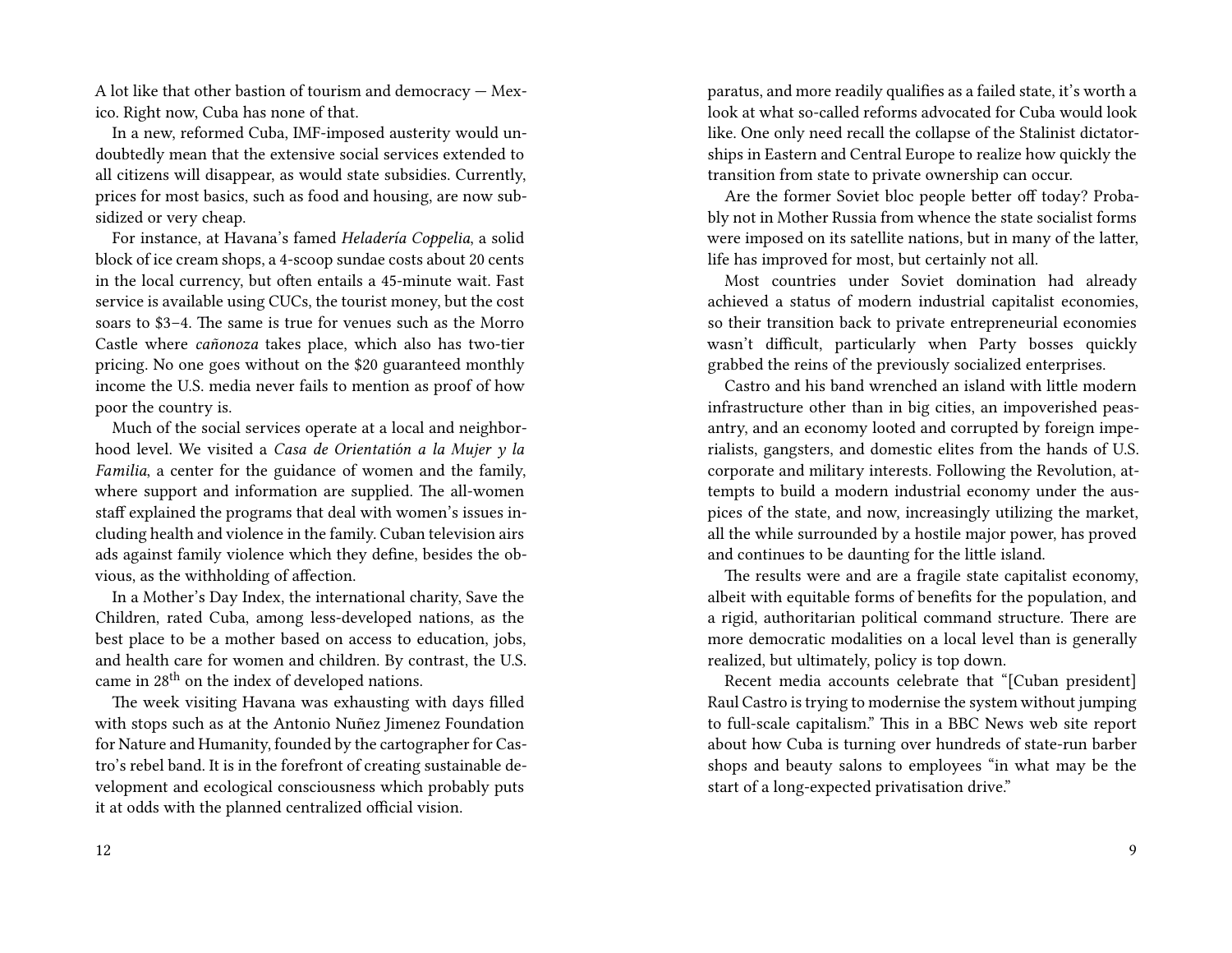A lot like that other bastion of tourism and democracy — Mexico. Right now, Cuba has none of that.

In a new, reformed Cuba, IMF-imposed austerity would undoubtedly mean that the extensive social services extended to all citizens will disappear, as would state subsidies. Currently, prices for most basics, such as food and housing, are now subsidized or very cheap.

For instance, at Havana's famed *Heladería Coppelia*, a solid block of ice cream shops, a 4-scoop sundae costs about 20 cents in the local currency, but often entails a 45-minute wait. Fast service is available using CUCs, the tourist money, but the cost soars to $3–4. The same is true for venues such as the Morro Castle where *cañonoza* takes place, which also has two-tier pricing. No one goes without on the $20 guaranteed monthly income the U.S. media never fails to mention as proof of how poor the country is.

Much of the social services operate at a local and neighborhood level. We visited a *Casa de Orientatión a la Mujer y la Familia*, a center for the guidance of women and the family, where support and information are supplied. The all-women staff explained the programs that deal with women's issues including health and violence in the family. Cuban television airs ads against family violence which they define, besides the obvious, as the withholding of affection.

In a Mother's Day Index, the international charity, Save the Children, rated Cuba, among less-developed nations, as the best place to be a mother based on access to education, jobs, and health care for women and children. By contrast, the U.S. came in 28th on the index of developed nations.

The week visiting Havana was exhausting with days filled with stops such as at the Antonio Nuñez Jimenez Foundation for Nature and Humanity, founded by the cartographer for Castro's rebel band. It is in the forefront of creating sustainable development and ecological consciousness which probably puts it at odds with the planned centralized official vision.

paratus, and more readily qualifies as a failed state, it's worth a look at what so-called reforms advocated for Cuba would look like. One only need recall the collapse of the Stalinist dictatorships in Eastern and Central Europe to realize how quickly the transition from state to private ownership can occur.

Are the former Soviet bloc people better off today? Probably not in Mother Russia from whence the state socialist forms were imposed on its satellite nations, but in many of the latter, life has improved for most, but certainly not all.

Most countries under Soviet domination had already achieved a status of modern industrial capitalist economies, so their transition back to private entrepreneurial economies wasn't difficult, particularly when Party bosses quickly grabbed the reins of the previously socialized enterprises.

Castro and his band wrenched an island with little modern infrastructure other than in big cities, an impoverished peasantry, and an economy looted and corrupted by foreign imperialists, gangsters, and domestic elites from the hands of U.S. corporate and military interests. Following the Revolution, attempts to build a modern industrial economy under the auspices of the state, and now, increasingly utilizing the market, all the while surrounded by a hostile major power, has proved and continues to be daunting for the little island.

The results were and are a fragile state capitalist economy, albeit with equitable forms of benefits for the population, and a rigid, authoritarian political command structure. There are more democratic modalities on a local level than is generally realized, but ultimately, policy is top down.

Recent media accounts celebrate that "[Cuban president] Raul Castro is trying to modernise the system without jumping to full-scale capitalism." This in a BBC News web site report about how Cuba is turning over hundreds of state-run barber shops and beauty salons to employees "in what may be the start of a long-expected privatisation drive."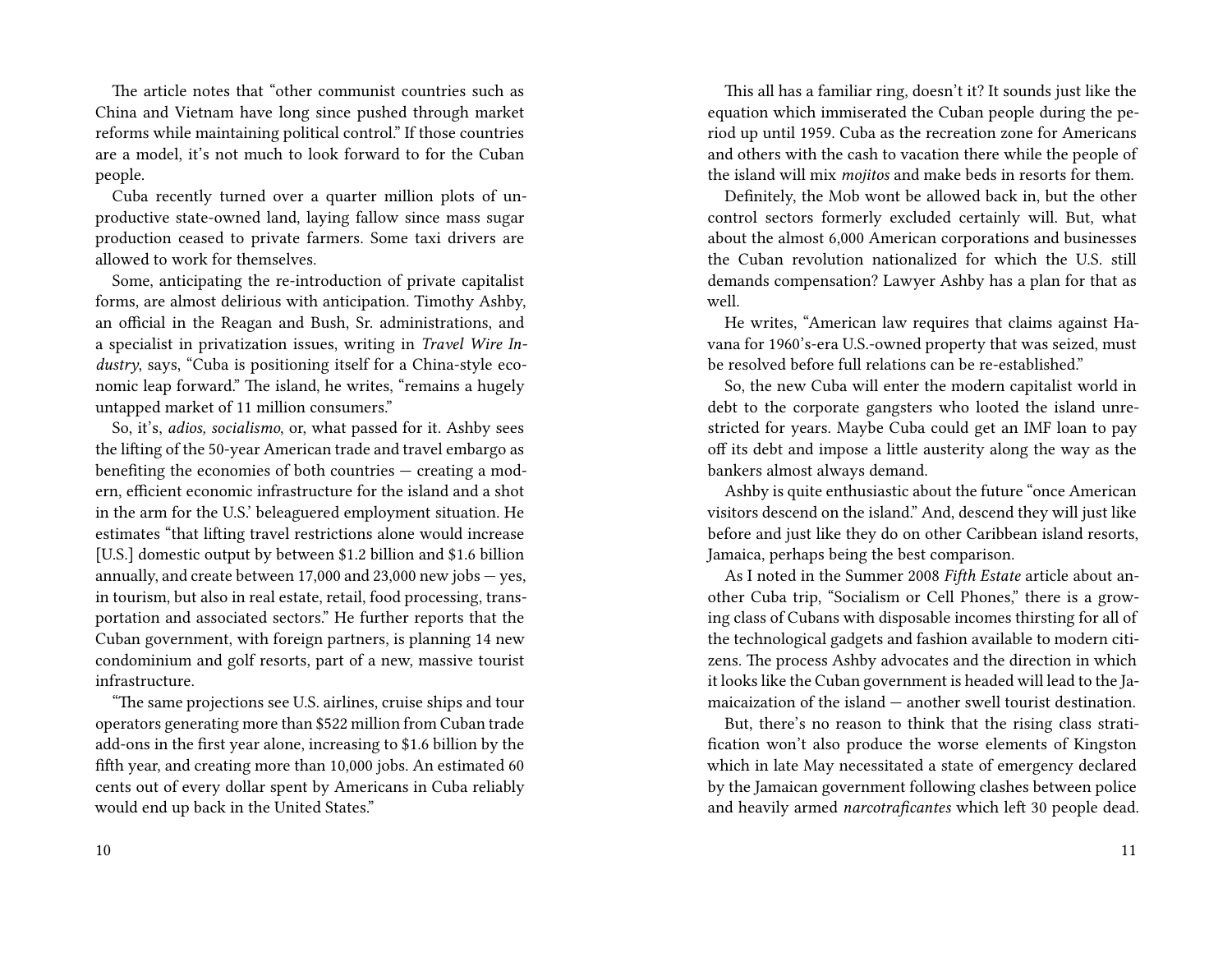The article notes that "other communist countries such as China and Vietnam have long since pushed through market reforms while maintaining political control." If those countries are a model, it's not much to look forward to for the Cuban people.

Cuba recently turned over a quarter million plots of unproductive state-owned land, laying fallow since mass sugar production ceased to private farmers. Some taxi drivers are allowed to work for themselves.

Some, anticipating the re-introduction of private capitalist forms, are almost delirious with anticipation. Timothy Ashby, an official in the Reagan and Bush, Sr. administrations, and a specialist in privatization issues, writing in *Travel Wire Industry*, says, "Cuba is positioning itself for a China-style economic leap forward." The island, he writes, "remains a hugely untapped market of 11 million consumers."

So, it's, *adios, socialismo*, or, what passed for it. Ashby sees the lifting of the 50-year American trade and travel embargo as benefiting the economies of both countries — creating a modern, efficient economic infrastructure for the island and a shot in the arm for the U.S.' beleaguered employment situation. He estimates "that lifting travel restrictions alone would increase [U.S.] domestic output by between $1.2 billion and $1.6 billion annually, and create between 17,000 and 23,000 new jobs — yes, in tourism, but also in real estate, retail, food processing, transportation and associated sectors." He further reports that the Cuban government, with foreign partners, is planning 14 new condominium and golf resorts, part of a new, massive tourist infrastructure.

"The same projections see U.S. airlines, cruise ships and tour operators generating more than $522 million from Cuban trade add-ons in the first year alone, increasing to $1.6 billion by the fifth year, and creating more than 10,000 jobs. An estimated 60 cents out of every dollar spent by Americans in Cuba reliably would end up back in the United States."

This all has a familiar ring, doesn't it? It sounds just like the equation which immiserated the Cuban people during the period up until 1959. Cuba as the recreation zone for Americans and others with the cash to vacation there while the people of the island will mix *mojitos* and make beds in resorts for them.

Definitely, the Mob wont be allowed back in, but the other control sectors formerly excluded certainly will. But, what about the almost 6,000 American corporations and businesses the Cuban revolution nationalized for which the U.S. still demands compensation? Lawyer Ashby has a plan for that as well.

He writes, "American law requires that claims against Havana for 1960's-era U.S.-owned property that was seized, must be resolved before full relations can be re-established."

So, the new Cuba will enter the modern capitalist world in debt to the corporate gangsters who looted the island unrestricted for years. Maybe Cuba could get an IMF loan to pay off its debt and impose a little austerity along the way as the bankers almost always demand.

Ashby is quite enthusiastic about the future "once American visitors descend on the island." And, descend they will just like before and just like they do on other Caribbean island resorts, Jamaica, perhaps being the best comparison.

As I noted in the Summer 2008 *Fifth Estate* article about another Cuba trip, "Socialism or Cell Phones," there is a growing class of Cubans with disposable incomes thirsting for all of the technological gadgets and fashion available to modern citizens. The process Ashby advocates and the direction in which it looks like the Cuban government is headed will lead to the Jamaicaization of the island — another swell tourist destination.

But, there's no reason to think that the rising class stratification won't also produce the worse elements of Kingston which in late May necessitated a state of emergency declared by the Jamaican government following clashes between police and heavily armed *narcotraficantes* which left 30 people dead.